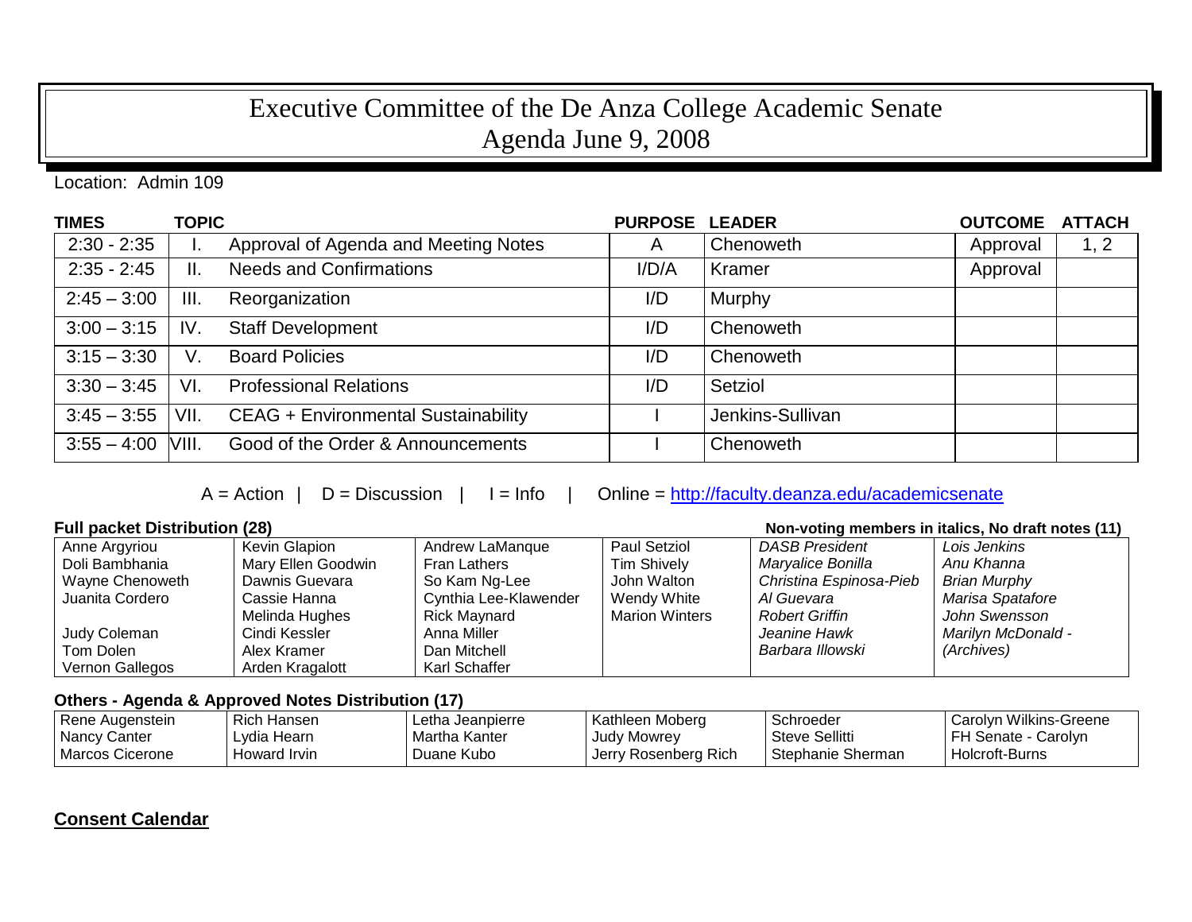# Executive Committee of the De Anza College Academic Senate
## Agenda June 9, 2008

Location: Admin 109

| TIMES | TOPIC | | PURPOSE | LEADER | OUTCOME | ATTACH |
|---|---|---|---|---|---|---|
| 2:30 - 2:35 | I. | Approval of Agenda and Meeting Notes | A | Chenoweth | Approval | 1, 2 |
| 2:35 - 2:45 | II. | Needs and Confirmations | I/D/A | Kramer | Approval | |
| 2:45 – 3:00 | III. | Reorganization | I/D | Murphy | | |
| 3:00 – 3:15 | IV. | Staff Development | I/D | Chenoweth | | |
| 3:15 – 3:30 | V. | Board Policies | I/D | Chenoweth | | |
| 3:30 – 3:45 | VI. | Professional Relations | I/D | Setziol | | |
| 3:45 – 3:55 | VII. | CEAG + Environmental Sustainability | I | Jenkins-Sullivan | | |
| 3:55 – 4:00 | VIII. | Good of the Order & Announcements | I | Chenoweth | | |

A = Action | D = Discussion | I = Info | Online = http://faculty.deanza.edu/academicsenate

**Full packet Distribution (28)** — **Non-voting members in italics, No draft notes (11)**

| | | | | | |
|---|---|---|---|---|---|
| Anne Argyriou | Kevin Glapion | Andrew LaManque | Paul Setziol | *DASB President* | *Lois Jenkins* |
| Doli Bambhania | Mary Ellen Goodwin | Fran Lathers | Tim Shively | *Maryalice Bonilla* | *Anu Khanna* |
| Wayne Chenoweth | Dawnis Guevara | So Kam Ng-Lee | John Walton | *Christina Espinosa-Pieb* | *Brian Murphy* |
| Juanita Cordero | Cassie Hanna | Cynthia Lee-Klawender | Wendy White | *Al Guevara* | *Marisa Spatafore* |
| | Melinda Hughes | Rick Maynard | Marion Winters | *Robert Griffin* | *John Swensson* |
| Judy Coleman | Cindi Kessler | Anna Miller | | *Jeanine Hawk* | *Marilyn McDonald -* |
| Tom Dolen | Alex Kramer | Dan Mitchell | | *Barbara Illowski* | *(Archives)* |
| Vernon Gallegos | Arden Kragalott | Karl Schaffer | | | |

**Others - Agenda & Approved Notes Distribution (17)**

| | | | | | |
|---|---|---|---|---|---|
| Rene Augenstein | Rich Hansen | Letha Jeanpierre | Kathleen Moberg | Schroeder | Carolyn Wilkins-Greene |
| Nancy Canter | Lydia Hearn | Martha Kanter | Judy Mowrey | Steve Sellitti | FH Senate - Carolyn |
| Marcos Cicerone | Howard Irvin | Duane Kubo | Jerry Rosenberg Rich | Stephanie Sherman | Holcroft-Burns |

**<u>Consent Calendar</u>**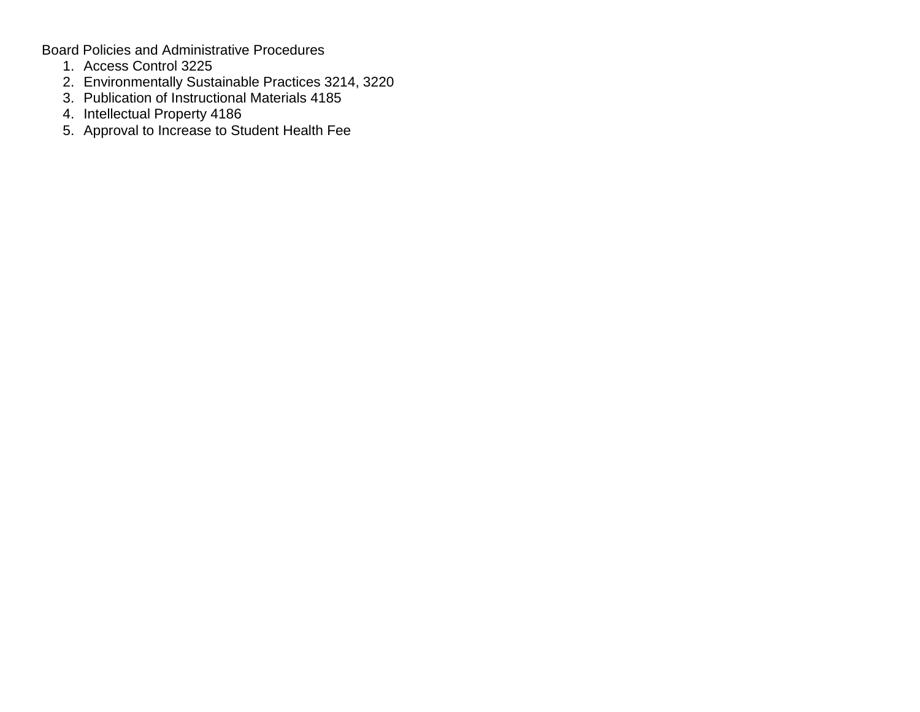Board Policies and Administrative Procedures

1. Access Control 3225
2. Environmentally Sustainable Practices 3214, 3220
3. Publication of Instructional Materials 4185
4. Intellectual Property 4186
5. Approval to Increase to Student Health Fee